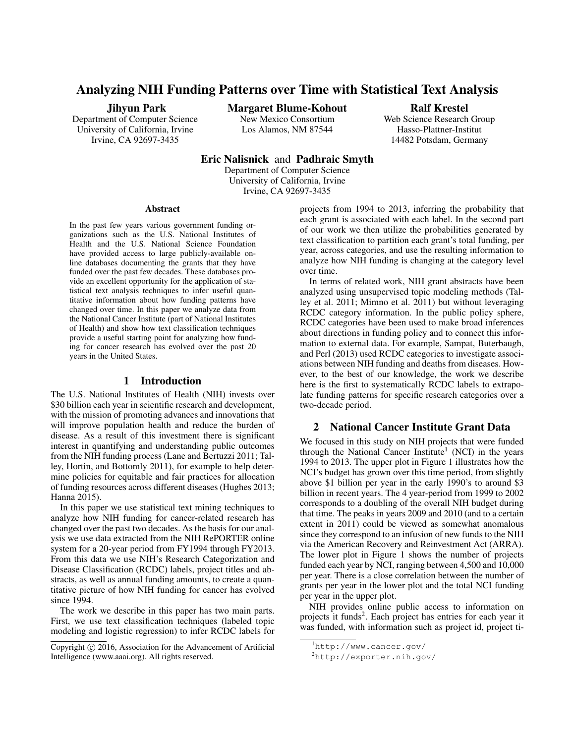# Analyzing NIH Funding Patterns over Time with Statistical Text Analysis

**Jihyun Park**
Department of Computer Science
University of California, Irvine
Irvine, CA 92697-3435

**Margaret Blume-Kohout**
New Mexico Consortium
Los Alamos, NM 87544

**Ralf Krestel**
Web Science Research Group
Hasso-Plattner-Institut
14482 Potsdam, Germany

**Eric Nalisnick** and **Padhraic Smyth**
Department of Computer Science
University of California, Irvine
Irvine, CA 92697-3435

### Abstract

In the past few years various government funding organizations such as the U.S. National Institutes of Health and the U.S. National Science Foundation have provided access to large publicly-available online databases documenting the grants that they have funded over the past few decades. These databases provide an excellent opportunity for the application of statistical text analysis techniques to infer useful quantitative information about how funding patterns have changed over time. In this paper we analyze data from the National Cancer Institute (part of National Institutes of Health) and show how text classification techniques provide a useful starting point for analyzing how funding for cancer research has evolved over the past 20 years in the United States.

## 1 Introduction

The U.S. National Institutes of Health (NIH) invests over $30 billion each year in scientific research and development, with the mission of promoting advances and innovations that will improve population health and reduce the burden of disease. As a result of this investment there is significant interest in quantifying and understanding public outcomes from the NIH funding process (Lane and Bertuzzi 2011; Talley, Hortin, and Bottomly 2011), for example to help determine policies for equitable and fair practices for allocation of funding resources across different diseases (Hughes 2013; Hanna 2015).

In this paper we use statistical text mining techniques to analyze how NIH funding for cancer-related research has changed over the past two decades. As the basis for our analysis we use data extracted from the NIH RePORTER online system for a 20-year period from FY1994 through FY2013. From this data we use NIH's Research Categorization and Disease Classification (RCDC) labels, project titles and abstracts, as well as annual funding amounts, to create a quantitative picture of how NIH funding for cancer has evolved since 1994.

The work we describe in this paper has two main parts. First, we use text classification techniques (labeled topic modeling and logistic regression) to infer RCDC labels for projects from 1994 to 2013, inferring the probability that each grant is associated with each label. In the second part of our work we then utilize the probabilities generated by text classification to partition each grant's total funding, per year, across categories, and use the resulting information to analyze how NIH funding is changing at the category level over time.

In terms of related work, NIH grant abstracts have been analyzed using unsupervised topic modeling methods (Talley et al. 2011; Mimno et al. 2011) but without leveraging RCDC category information. In the public policy sphere, RCDC categories have been used to make broad inferences about directions in funding policy and to connect this information to external data. For example, Sampat, Buterbaugh, and Perl (2013) used RCDC categories to investigate associations between NIH funding and deaths from diseases. However, to the best of our knowledge, the work we describe here is the first to systematically RCDC labels to extrapolate funding patterns for specific research categories over a two-decade period.

## 2 National Cancer Institute Grant Data

We focused in this study on NIH projects that were funded through the National Cancer Institute[1] (NCI) in the years 1994 to 2013. The upper plot in Figure 1 illustrates how the NCI's budget has grown over this time period, from slightly above $1 billion per year in the early 1990's to around $3 billion in recent years. The 4 year-period from 1999 to 2002 corresponds to a doubling of the overall NIH budget during that time. The peaks in years 2009 and 2010 (and to a certain extent in 2011) could be viewed as somewhat anomalous since they correspond to an infusion of new funds to the NIH via the American Recovery and Reinvestment Act (ARRA). The lower plot in Figure 1 shows the number of projects funded each year by NCI, ranging between 4,500 and 10,000 per year. There is a close correlation between the number of grants per year in the lower plot and the total NCI funding per year in the upper plot.

NIH provides online public access to information on projects it funds[2]. Each project has entries for each year it was funded, with information such as project id, project ti-

Copyright © 2016, Association for the Advancement of Artificial Intelligence (www.aaai.org). All rights reserved.

[1] http://www.cancer.gov/

[2] http://exporter.nih.gov/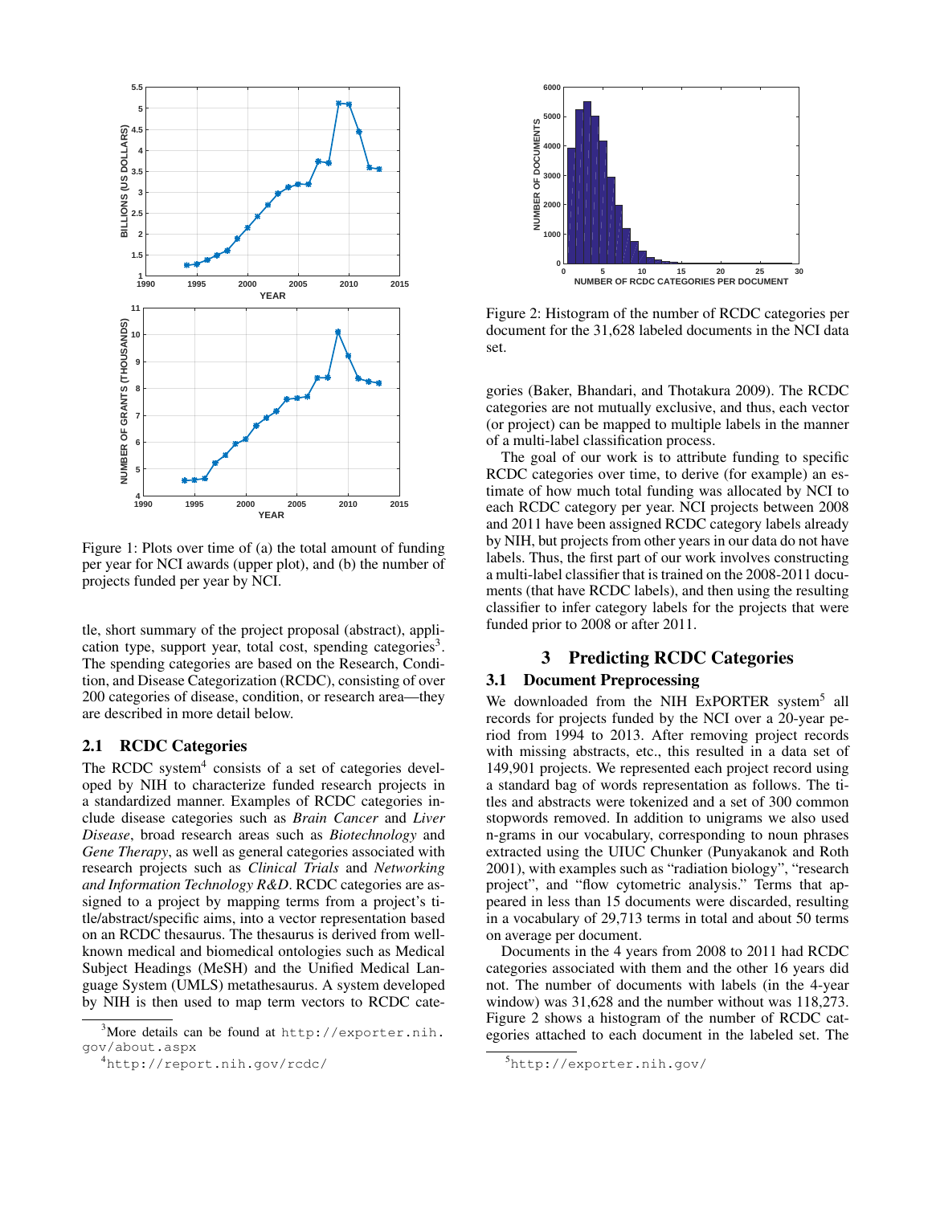Figure 1: Plots over time of (a) the total amount of funding per year for NCI awards (upper plot), and (b) the number of projects funded per year by NCI.

tle, short summary of the project proposal (abstract), application type, support year, total cost, spending categories[3]. The spending categories are based on the Research, Condition, and Disease Categorization (RCDC), consisting of over 200 categories of disease, condition, or research area—they are described in more detail below.

## 2.1 RCDC Categories

The RCDC system[4] consists of a set of categories developed by NIH to characterize funded research projects in a standardized manner. Examples of RCDC categories include disease categories such as *Brain Cancer* and *Liver Disease*, broad research areas such as *Biotechnology* and *Gene Therapy*, as well as general categories associated with research projects such as *Clinical Trials* and *Networking and Information Technology R&D*. RCDC categories are assigned to a project by mapping terms from a project's title/abstract/specific aims, into a vector representation based on an RCDC thesaurus. The thesaurus is derived from well-known medical and biomedical ontologies such as Medical Subject Headings (MeSH) and the Unified Medical Language System (UMLS) metathesaurus. A system developed by NIH is then used to map term vectors to RCDC categories (Baker, Bhandari, and Thotakura 2009). The RCDC categories are not mutually exclusive, and thus, each vector (or project) can be mapped to multiple labels in the manner of a multi-label classification process.

Figure 2: Histogram of the number of RCDC categories per document for the 31,628 labeled documents in the NCI data set.

The goal of our work is to attribute funding to specific RCDC categories over time, to derive (for example) an estimate of how much total funding was allocated by NCI to each RCDC category per year. NCI projects between 2008 and 2011 have been assigned RCDC category labels already by NIH, but projects from other years in our data do not have labels. Thus, the first part of our work involves constructing a multi-label classifier that is trained on the 2008-2011 documents (that have RCDC labels), and then using the resulting classifier to infer category labels for the projects that were funded prior to 2008 or after 2011.

# 3 Predicting RCDC Categories

## 3.1 Document Preprocessing

We downloaded from the NIH ExPORTER system[5] all records for projects funded by the NCI over a 20-year period from 1994 to 2013. After removing project records with missing abstracts, etc., this resulted in a data set of 149,901 projects. We represented each project record using a standard bag of words representation as follows. The titles and abstracts were tokenized and a set of 300 common stopwords removed. In addition to unigrams we also used n-grams in our vocabulary, corresponding to noun phrases extracted using the UIUC Chunker (Punyakanok and Roth 2001), with examples such as "radiation biology", "research project", and "flow cytometric analysis." Terms that appeared in less than 15 documents were discarded, resulting in a vocabulary of 29,713 terms in total and about 50 terms on average per document.

Documents in the 4 years from 2008 to 2011 had RCDC categories associated with them and the other 16 years did not. The number of documents with labels (in the 4-year window) was 31,628 and the number without was 118,273. Figure 2 shows a histogram of the number of RCDC categories attached to each document in the labeled set. The

[3] More details can be found at http://exporter.nih.gov/about.aspx

[4] http://report.nih.gov/rcdc/

[5] http://exporter.nih.gov/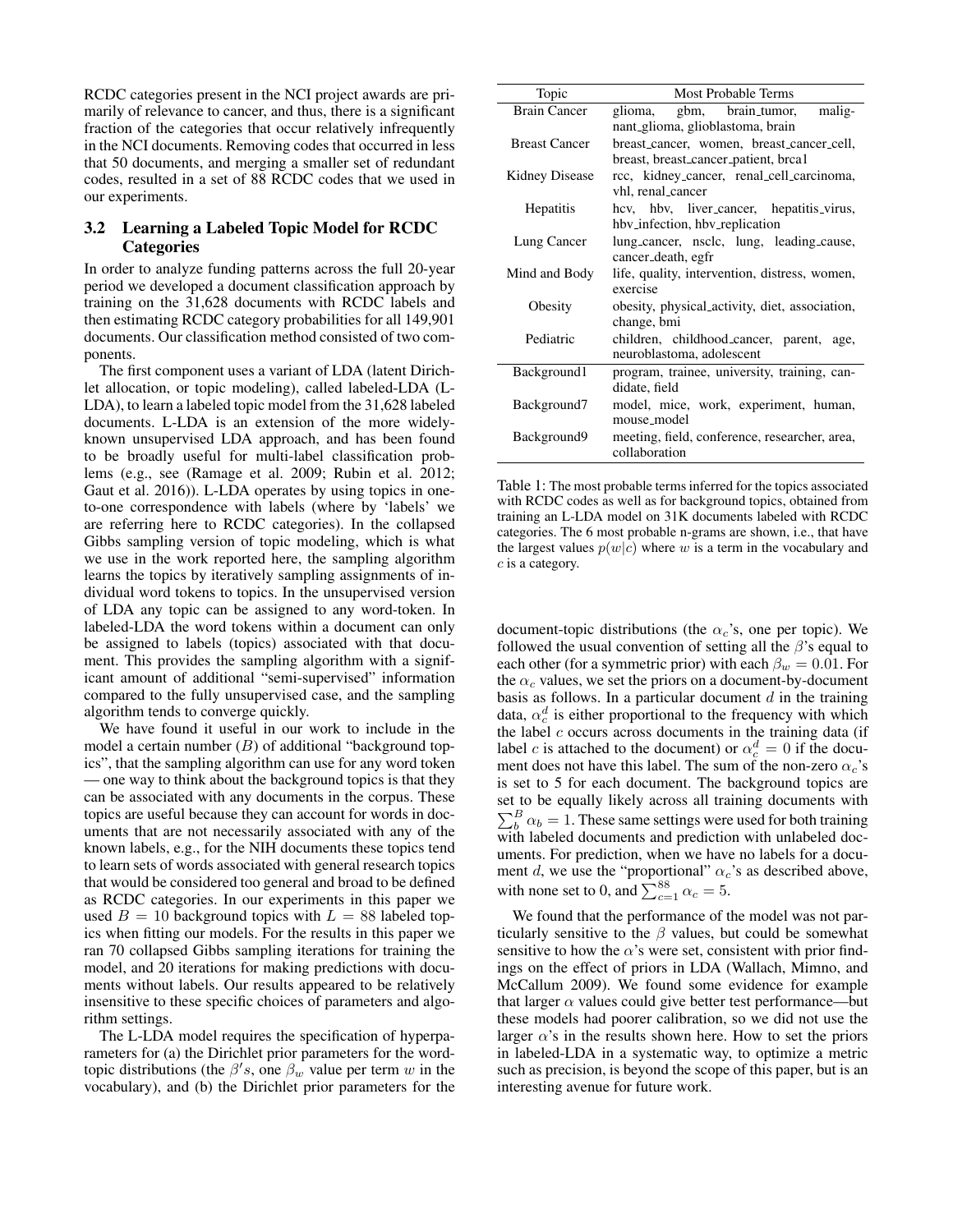RCDC categories present in the NCI project awards are primarily of relevance to cancer, and thus, there is a significant fraction of the categories that occur relatively infrequently in the NCI documents. Removing codes that occurred in less that 50 documents, and merging a smaller set of redundant codes, resulted in a set of 88 RCDC codes that we used in our experiments.

### 3.2 Learning a Labeled Topic Model for RCDC Categories

In order to analyze funding patterns across the full 20-year period we developed a document classification approach by training on the 31,628 documents with RCDC labels and then estimating RCDC category probabilities for all 149,901 documents. Our classification method consisted of two components.

The first component uses a variant of LDA (latent Dirichlet allocation, or topic modeling), called labeled-LDA (L-LDA), to learn a labeled topic model from the 31,628 labeled documents. L-LDA is an extension of the more widely-known unsupervised LDA approach, and has been found to be broadly useful for multi-label classification problems (e.g., see (Ramage et al. 2009; Rubin et al. 2012; Gaut et al. 2016)). L-LDA operates by using topics in one-to-one correspondence with labels (where by 'labels' we are referring here to RCDC categories). In the collapsed Gibbs sampling version of topic modeling, which is what we use in the work reported here, the sampling algorithm learns the topics by iteratively sampling assignments of individual word tokens to topics. In the unsupervised version of LDA any topic can be assigned to any word-token. In labeled-LDA the word tokens within a document can only be assigned to labels (topics) associated with that document. This provides the sampling algorithm with a significant amount of additional "semi-supervised" information compared to the fully unsupervised case, and the sampling algorithm tends to converge quickly.

We have found it useful in our work to include in the model a certain number ($B$) of additional "background topics", that the sampling algorithm can use for any word token — one way to think about the background topics is that they can be associated with any documents in the corpus. These topics are useful because they can account for words in documents that are not necessarily associated with any of the known labels, e.g., for the NIH documents these topics tend to learn sets of words associated with general research topics that would be considered too general and broad to be defined as RCDC categories. In our experiments in this paper we used $B = 10$ background topics with $L = 88$ labeled topics when fitting our models. For the results in this paper we ran 70 collapsed Gibbs sampling iterations for training the model, and 20 iterations for making predictions with documents without labels. Our results appeared to be relatively insensitive to these specific choices of parameters and algorithm settings.

The L-LDA model requires the specification of hyperparameters for (a) the Dirichlet prior parameters for the word-topic distributions (the $\beta' s$, one $\beta_w$ value per term $w$ in the vocabulary), and (b) the Dirichlet prior parameters for the document-topic distributions (the $\alpha_c$'s, one per topic). We followed the usual convention of setting all the $\beta$'s equal to each other (for a symmetric prior) with each $\beta_w = 0.01$. For the $\alpha_c$ values, we set the priors on a document-by-document basis as follows. In a particular document $d$ in the training data, $\alpha_c^d$ is either proportional to the frequency with which the label $c$ occurs across documents in the training data (if label $c$ is attached to the document) or $\alpha_c^d = 0$ if the document does not have this label. The sum of the non-zero $\alpha_c$'s is set to 5 for each document. The background topics are set to be equally likely across all training documents with $\sum_b^B \alpha_b = 1$. These same settings were used for both training with labeled documents and prediction with unlabeled documents. For prediction, when we have no labels for a document $d$, we use the "proportional" $\alpha_c$'s as described above, with none set to 0, and $\sum_{c=1}^{88} \alpha_c = 5$.

We found that the performance of the model was not particularly sensitive to the $\beta$ values, but could be somewhat sensitive to how the $\alpha$'s were set, consistent with prior findings on the effect of priors in LDA (Wallach, Mimno, and McCallum 2009). We found some evidence for example that larger $\alpha$ values could give better test performance—but these models had poorer calibration, so we did not use the larger $\alpha$'s in the results shown here. How to set the priors in labeled-LDA in a systematic way, to optimize a metric such as precision, is beyond the scope of this paper, but is an interesting avenue for future work.

| Topic | Most Probable Terms |
|---|---|
| Brain Cancer | glioma, gbm, brain_tumor, malignant_glioma, glioblastoma, brain |
| Breast Cancer | breast_cancer, women, breast_cancer_cell, breast, breast_cancer_patient, brca1 |
| Kidney Disease | rcc, kidney_cancer, renal_cell_carcinoma, vhl, renal_cancer |
| Hepatitis | hcv, hbv, liver_cancer, hepatitis_virus, hbv_infection, hbv_replication |
| Lung Cancer | lung_cancer, nsclc, lung, leading_cause, cancer_death, egfr |
| Mind and Body | life, quality, intervention, distress, women, exercise |
| Obesity | obesity, physical_activity, diet, association, change, bmi |
| Pediatric | children, childhood_cancer, parent, age, neuroblastoma, adolescent |
| Background1 | program, trainee, university, training, candidate, field |
| Background7 | model, mice, work, experiment, human, mouse_model |
| Background9 | meeting, field, conference, researcher, area, collaboration |

Table 1: The most probable terms inferred for the topics associated with RCDC codes as well as for background topics, obtained from training an L-LDA model on 31K documents labeled with RCDC categories. The 6 most probable n-grams are shown, i.e., that have the largest values $p(w|c)$ where $w$ is a term in the vocabulary and $c$ is a category.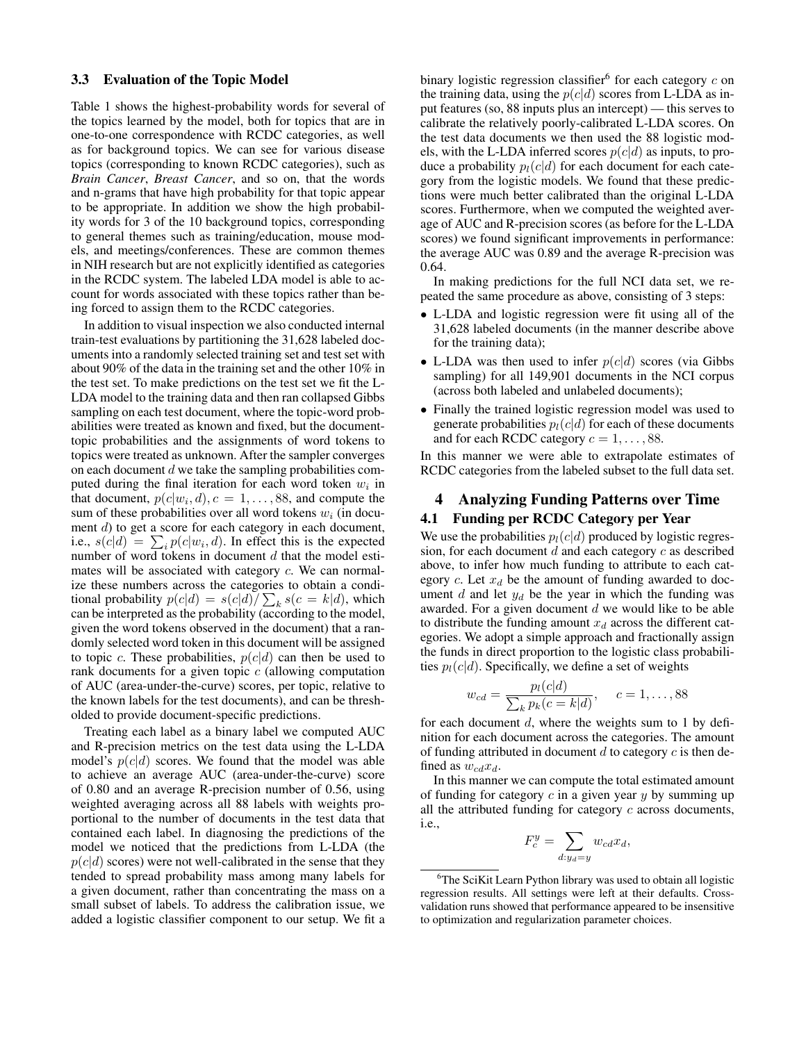### 3.3 Evaluation of the Topic Model

Table 1 shows the highest-probability words for several of the topics learned by the model, both for topics that are in one-to-one correspondence with RCDC categories, as well as for background topics. We can see for various disease topics (corresponding to known RCDC categories), such as *Brain Cancer*, *Breast Cancer*, and so on, that the words and n-grams that have high probability for that topic appear to be appropriate. In addition we show the high probability words for 3 of the 10 background topics, corresponding to general themes such as training/education, mouse models, and meetings/conferences. These are common themes in NIH research but are not explicitly identified as categories in the RCDC system. The labeled LDA model is able to account for words associated with these topics rather than being forced to assign them to the RCDC categories.

In addition to visual inspection we also conducted internal train-test evaluations by partitioning the 31,628 labeled documents into a randomly selected training set and test set with about 90% of the data in the training set and the other 10% in the test set. To make predictions on the test set we fit the L-LDA model to the training data and then ran collapsed Gibbs sampling on each test document, where the topic-word probabilities were treated as known and fixed, but the document-topic probabilities and the assignments of word tokens to topics were treated as unknown. After the sampler converges on each document $d$ we take the sampling probabilities computed during the final iteration for each word token $w_i$ in that document, $p(c|w_i, d), c = 1, \ldots, 88$, and compute the sum of these probabilities over all word tokens $w_i$ (in document $d$) to get a score for each category in each document, i.e., $s(c|d) = \sum_i p(c|w_i, d)$. In effect this is the expected number of word tokens in document $d$ that the model estimates will be associated with category $c$. We can normalize these numbers across the categories to obtain a conditional probability $p(c|d) = s(c|d) / \sum_k s(c = k|d)$, which can be interpreted as the probability (according to the model, given the word tokens observed in the document) that a randomly selected word token in this document will be assigned to topic $c$. These probabilities, $p(c|d)$ can then be used to rank documents for a given topic $c$ (allowing computation of AUC (area-under-the-curve) scores, per topic, relative to the known labels for the test documents), and can be thresholded to provide document-specific predictions.

Treating each label as a binary label we computed AUC and R-precision metrics on the test data using the L-LDA model's $p(c|d)$ scores. We found that the model was able to achieve an average AUC (area-under-the-curve) score of 0.80 and an average R-precision number of 0.56, using weighted averaging across all 88 labels with weights proportional to the number of documents in the test data that contained each label. In diagnosing the predictions of the model we noticed that the predictions from L-LDA (the $p(c|d)$ scores) were not well-calibrated in the sense that they tended to spread probability mass among many labels for a given document, rather than concentrating the mass on a small subset of labels. To address the calibration issue, we added a logistic classifier component to our setup. We fit a binary logistic regression classifier[6] for each category $c$ on the training data, using the $p(c|d)$ scores from L-LDA as input features (so, 88 inputs plus an intercept) — this serves to calibrate the relatively poorly-calibrated L-LDA scores. On the test data documents we then used the 88 logistic models, with the L-LDA inferred scores $p(c|d)$ as inputs, to produce a probability $p_l(c|d)$ for each document for each category from the logistic models. We found that these predictions were much better calibrated than the original L-LDA scores. Furthermore, when we computed the weighted average of AUC and R-precision scores (as before for the L-LDA scores) we found significant improvements in performance: the average AUC was 0.89 and the average R-precision was 0.64.

In making predictions for the full NCI data set, we repeated the same procedure as above, consisting of 3 steps:

- L-LDA and logistic regression were fit using all of the 31,628 labeled documents (in the manner describe above for the training data);
- L-LDA was then used to infer $p(c|d)$ scores (via Gibbs sampling) for all 149,901 documents in the NCI corpus (across both labeled and unlabeled documents);
- Finally the trained logistic regression model was used to generate probabilities $p_l(c|d)$ for each of these documents and for each RCDC category $c = 1, \ldots, 88$.

In this manner we were able to extrapolate estimates of RCDC categories from the labeled subset to the full data set.

## 4 Analyzing Funding Patterns over Time

### 4.1 Funding per RCDC Category per Year

We use the probabilities $p_l(c|d)$ produced by logistic regression, for each document $d$ and each category $c$ as described above, to infer how much funding to attribute to each category $c$. Let $x_d$ be the amount of funding awarded to document $d$ and let $y_d$ be the year in which the funding was awarded. For a given document $d$ we would like to be able to distribute the funding amount $x_d$ across the different categories. We adopt a simple approach and fractionally assign the funds in direct proportion to the logistic class probabilities $p_l(c|d)$. Specifically, we define a set of weights

$$w_{cd} = \frac{p_l(c|d)}{\sum_k p_k(c = k|d)}, \quad c = 1, \ldots, 88$$

for each document $d$, where the weights sum to 1 by definition for each document across the categories. The amount of funding attributed in document $d$ to category $c$ is then defined as $w_{cd} x_d$.

In this manner we can compute the total estimated amount of funding for category $c$ in a given year $y$ by summing up all the attributed funding for category $c$ across documents, i.e.,

$$F_c^y = \sum_{d: y_d = y} w_{cd} x_d,$$

[6] The SciKit Learn Python library was used to obtain all logistic regression results. All settings were left at their defaults. Cross-validation runs showed that performance appeared to be insensitive to optimization and regularization parameter choices.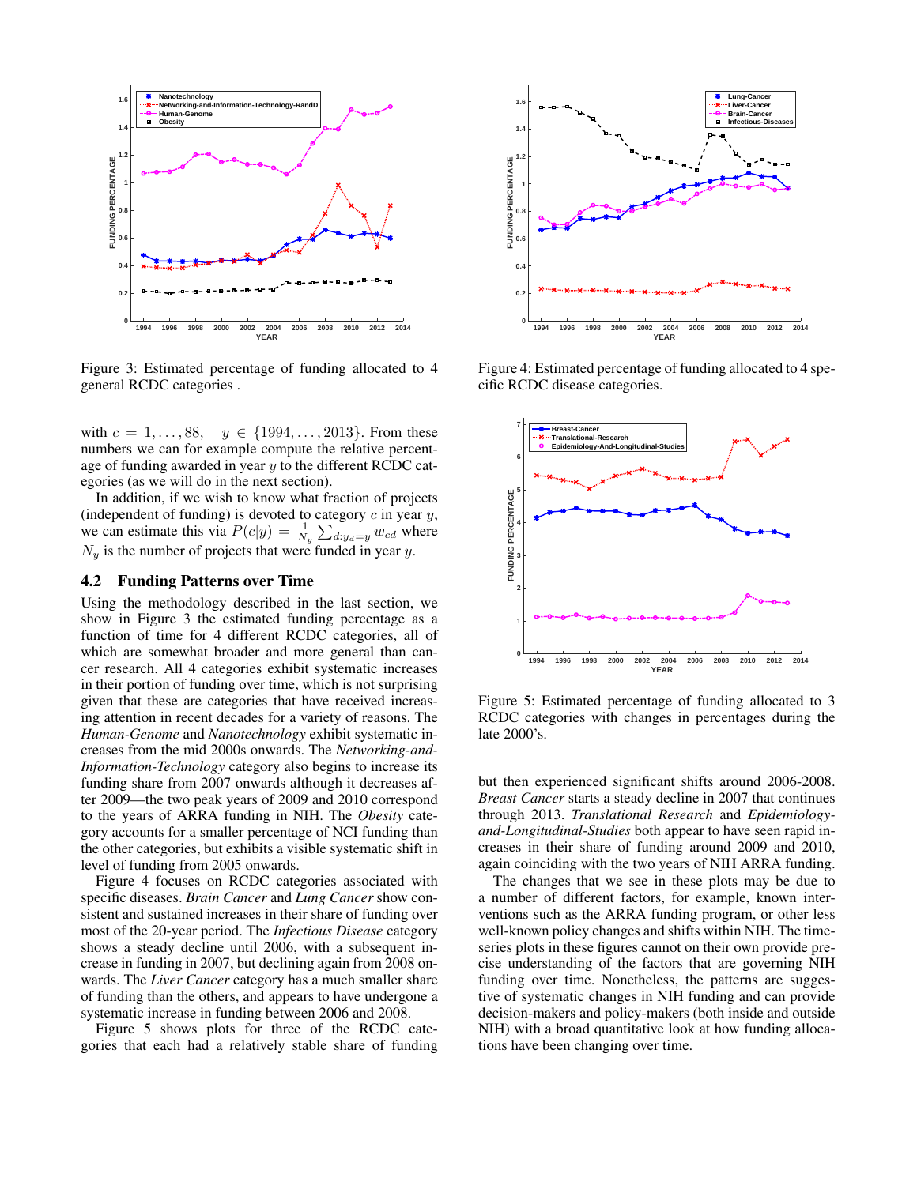Figure 3: Estimated percentage of funding allocated to 4 general RCDC categories .

with $c = 1, \ldots, 88, \quad y \in \{1994, \ldots, 2013\}$. From these numbers we can for example compute the relative percentage of funding awarded in year $y$ to the different RCDC categories (as we will do in the next section).

In addition, if we wish to know what fraction of projects (independent of funding) is devoted to category $c$ in year $y$, we can estimate this via $P(c|y) = \frac{1}{N_y} \sum_{d: y_d = y} w_{cd}$ where $N_y$ is the number of projects that were funded in year $y$.

## 4.2 Funding Patterns over Time

Using the methodology described in the last section, we show in Figure 3 the estimated funding percentage as a function of time for 4 different RCDC categories, all of which are somewhat broader and more general than cancer research. All 4 categories exhibit systematic increases in their portion of funding over time, which is not surprising given that these are categories that have received increasing attention in recent decades for a variety of reasons. The *Human-Genome* and *Nanotechnology* exhibit systematic increases from the mid 2000s onwards. The *Networking-and-Information-Technology* category also begins to increase its funding share from 2007 onwards although it decreases after 2009—the two peak years of 2009 and 2010 correspond to the years of ARRA funding in NIH. The *Obesity* category accounts for a smaller percentage of NCI funding than the other categories, but exhibits a visible systematic shift in level of funding from 2005 onwards.

Figure 4 focuses on RCDC categories associated with specific diseases. *Brain Cancer* and *Lung Cancer* show consistent and sustained increases in their share of funding over most of the 20-year period. The *Infectious Disease* category shows a steady decline until 2006, with a subsequent increase in funding in 2007, but declining again from 2008 onwards. The *Liver Cancer* category has a much smaller share of funding than the others, and appears to have undergone a systematic increase in funding between 2006 and 2008.

Figure 5 shows plots for three of the RCDC categories that each had a relatively stable share of funding but then experienced significant shifts around 2006-2008. *Breast Cancer* starts a steady decline in 2007 that continues through 2013. *Translational Research* and *Epidemiology-and-Longitudinal-Studies* both appear to have seen rapid increases in their share of funding around 2009 and 2010, again coinciding with the two years of NIH ARRA funding.

Figure 4: Estimated percentage of funding allocated to 4 specific RCDC disease categories.

Figure 5: Estimated percentage of funding allocated to 3 RCDC categories with changes in percentages during the late 2000's.

The changes that we see in these plots may be due to a number of different factors, for example, known interventions such as the ARRA funding program, or other less well-known policy changes and shifts within NIH. The time-series plots in these figures cannot on their own provide precise understanding of the factors that are governing NIH funding over time. Nonetheless, the patterns are suggestive of systematic changes in NIH funding and can provide decision-makers and policy-makers (both inside and outside NIH) with a broad quantitative look at how funding allocations have been changing over time.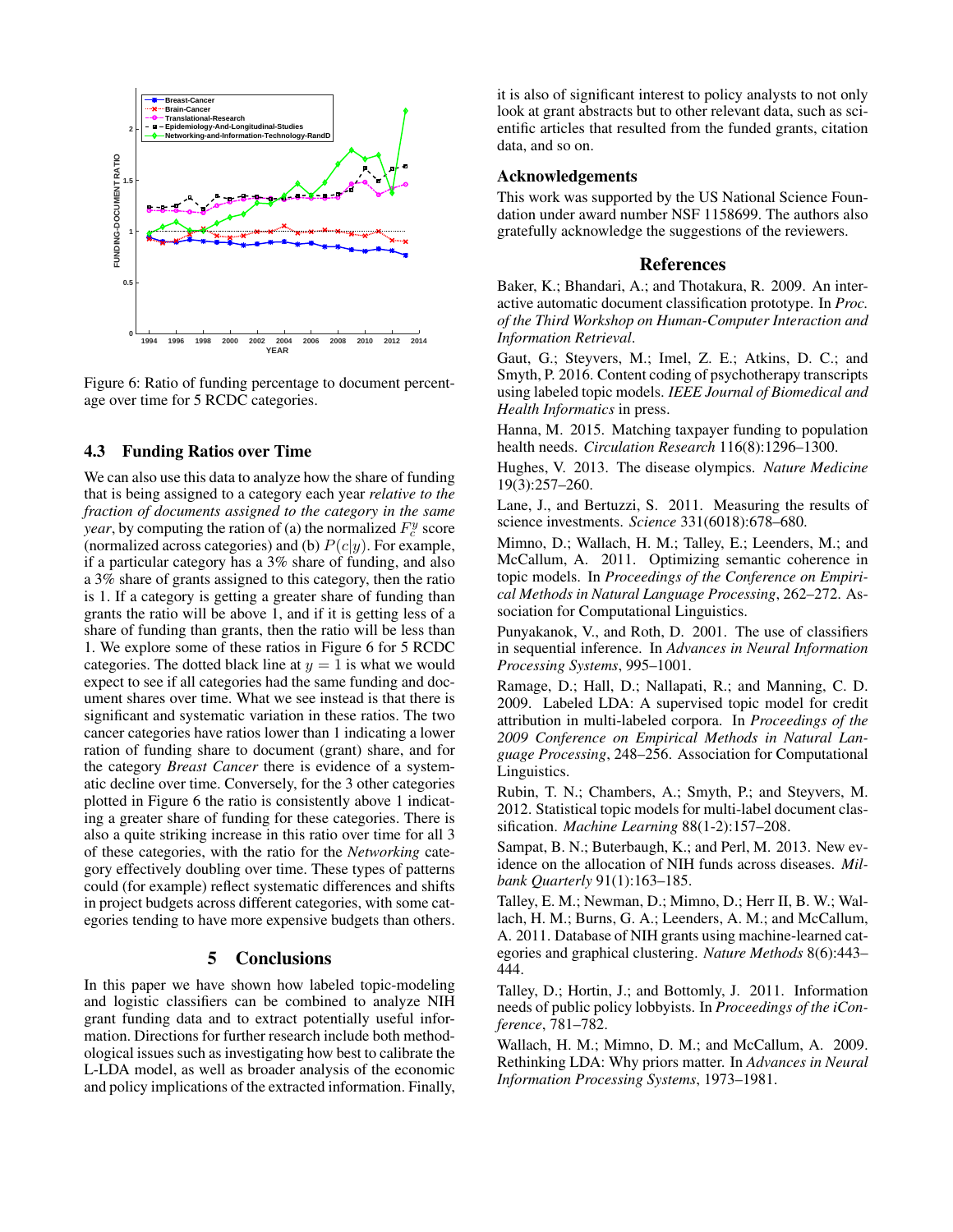Breast-Cancer
Brain-Cancer
Translational-Research
Epidemiology-And-Longitudinal-Studies
Networking-and-Information-Technology-RandD

FUNDING-DOCUMENT RATIO

0
0.5
1
1.5
2

1994 1996 1998 2000 2002 2004 2006 2008 2010 2012 2014

YEAR

Figure 6: Ratio of funding percentage to document percentage over time for 5 RCDC categories.

### 4.3 Funding Ratios over Time

We can also use this data to analyze how the share of funding that is being assigned to a category each year *relative to the fraction of documents assigned to the category in the same year*, by computing the ration of (a) the normalized $F_c^y$ score (normalized across categories) and (b) $P(c|y)$. For example, if a particular category has a 3% share of funding, and also a 3% share of grants assigned to this category, then the ratio is 1. If a category is getting a greater share of funding than grants the ratio will be above 1, and if it is getting less of a share of funding than grants, then the ratio will be less than 1. We explore some of these ratios in Figure 6 for 5 RCDC categories. The dotted black line at $y = 1$ is what we would expect to see if all categories had the same funding and document shares over time. What we see instead is that there is significant and systematic variation in these ratios. The two cancer categories have ratios lower than 1 indicating a lower ration of funding share to document (grant) share, and for the category *Breast Cancer* there is evidence of a systematic decline over time. Conversely, for the 3 other categories plotted in Figure 6 the ratio is consistently above 1 indicating a greater share of funding for these categories. There is also a quite striking increase in this ratio over time for all 3 of these categories, with the ratio for the *Networking* category effectively doubling over time. These types of patterns could (for example) reflect systematic differences and shifts in project budgets across different categories, with some categories tending to have more expensive budgets than others.

## 5 Conclusions

In this paper we have shown how labeled topic-modeling and logistic classifiers can be combined to analyze NIH grant funding data and to extract potentially useful information. Directions for further research include both methodological issues such as investigating how best to calibrate the L-LDA model, as well as broader analysis of the economic and policy implications of the extracted information. Finally, it is also of significant interest to policy analysts to not only look at grant abstracts but to other relevant data, such as scientific articles that resulted from the funded grants, citation data, and so on.

## Acknowledgements

This work was supported by the US National Science Foundation under award number NSF 1158699. The authors also gratefully acknowledge the suggestions of the reviewers.

## References

Baker, K.; Bhandari, A.; and Thotakura, R. 2009. An interactive automatic document classification prototype. In *Proc. of the Third Workshop on Human-Computer Interaction and Information Retrieval*.

Gaut, G.; Steyvers, M.; Imel, Z. E.; Atkins, D. C.; and Smyth, P. 2016. Content coding of psychotherapy transcripts using labeled topic models. *IEEE Journal of Biomedical and Health Informatics* in press.

Hanna, M. 2015. Matching taxpayer funding to population health needs. *Circulation Research* 116(8):1296–1300.

Hughes, V. 2013. The disease olympics. *Nature Medicine* 19(3):257–260.

Lane, J., and Bertuzzi, S. 2011. Measuring the results of science investments. *Science* 331(6018):678–680.

Mimno, D.; Wallach, H. M.; Talley, E.; Leenders, M.; and McCallum, A. 2011. Optimizing semantic coherence in topic models. In *Proceedings of the Conference on Empirical Methods in Natural Language Processing*, 262–272. Association for Computational Linguistics.

Punyakanok, V., and Roth, D. 2001. The use of classifiers in sequential inference. In *Advances in Neural Information Processing Systems*, 995–1001.

Ramage, D.; Hall, D.; Nallapati, R.; and Manning, C. D. 2009. Labeled LDA: A supervised topic model for credit attribution in multi-labeled corpora. In *Proceedings of the 2009 Conference on Empirical Methods in Natural Language Processing*, 248–256. Association for Computational Linguistics.

Rubin, T. N.; Chambers, A.; Smyth, P.; and Steyvers, M. 2012. Statistical topic models for multi-label document classification. *Machine Learning* 88(1-2):157–208.

Sampat, B. N.; Buterbaugh, K.; and Perl, M. 2013. New evidence on the allocation of NIH funds across diseases. *Milbank Quarterly* 91(1):163–185.

Talley, E. M.; Newman, D.; Mimno, D.; Herr II, B. W.; Wallach, H. M.; Burns, G. A.; Leenders, A. M.; and McCallum, A. 2011. Database of NIH grants using machine-learned categories and graphical clustering. *Nature Methods* 8(6):443–444.

Talley, D.; Hortin, J.; and Bottomly, J. 2011. Information needs of public policy lobbyists. In *Proceedings of the iConference*, 781–782.

Wallach, H. M.; Mimno, D. M.; and McCallum, A. 2009. Rethinking LDA: Why priors matter. In *Advances in Neural Information Processing Systems*, 1973–1981.